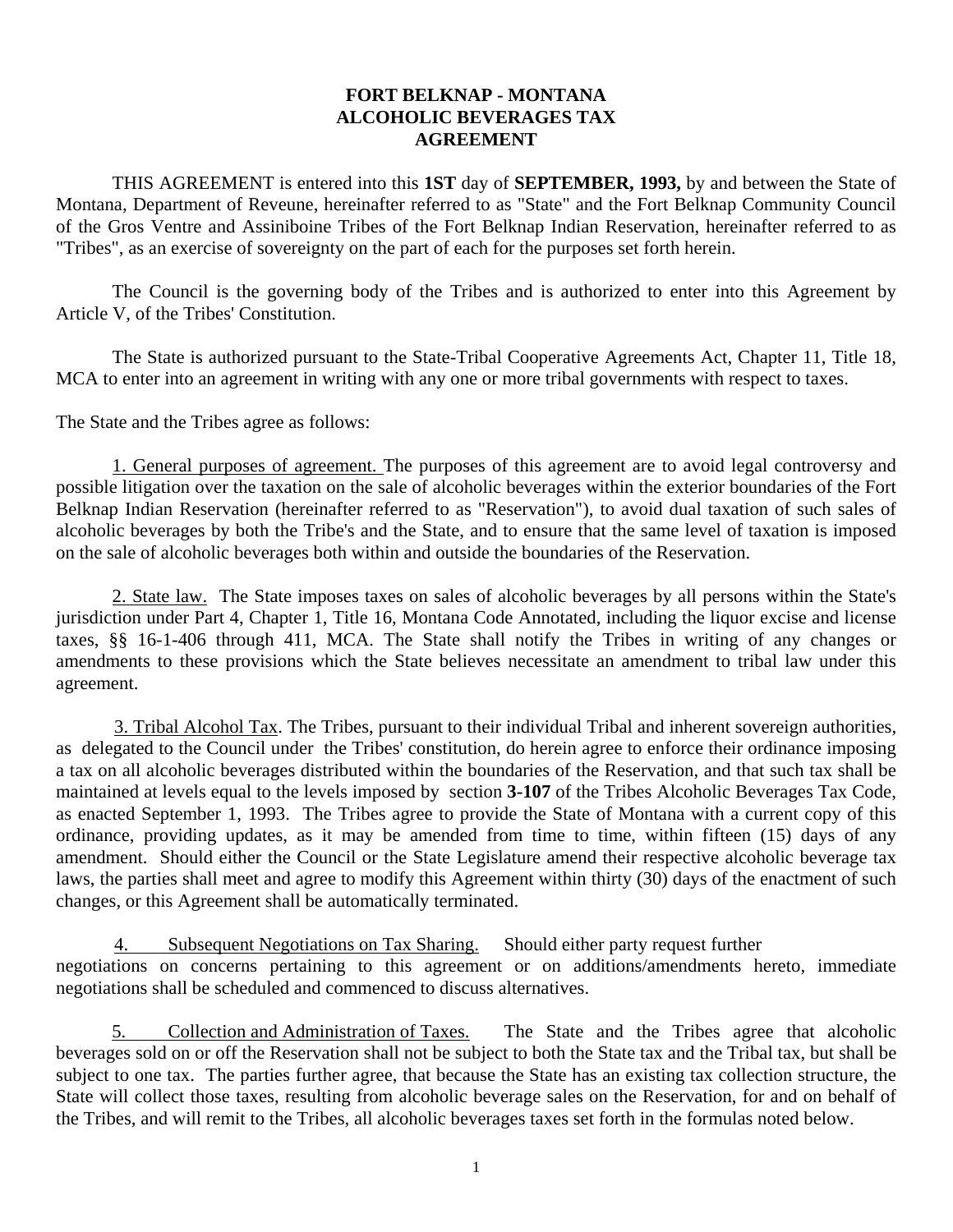# FORT BELKNAP - MONTANA
# ALCOHOLIC BEVERAGES TAX
# AGREEMENT

THIS AGREEMENT is entered into this **1ST** day of **SEPTEMBER, 1993,** by and between the State of Montana, Department of Reveune, hereinafter referred to as "State" and the Fort Belknap Community Council of the Gros Ventre and Assiniboine Tribes of the Fort Belknap Indian Reservation, hereinafter referred to as "Tribes", as an exercise of sovereignty on the part of each for the purposes set forth herein.

The Council is the governing body of the Tribes and is authorized to enter into this Agreement by Article V, of the Tribes' Constitution.

The State is authorized pursuant to the State-Tribal Cooperative Agreements Act, Chapter 11, Title 18, MCA to enter into an agreement in writing with any one or more tribal governments with respect to taxes.

The State and the Tribes agree as follows:

1. General purposes of agreement. The purposes of this agreement are to avoid legal controversy and possible litigation over the taxation on the sale of alcoholic beverages within the exterior boundaries of the Fort Belknap Indian Reservation (hereinafter referred to as "Reservation"), to avoid dual taxation of such sales of alcoholic beverages by both the Tribe's and the State, and to ensure that the same level of taxation is imposed on the sale of alcoholic beverages both within and outside the boundaries of the Reservation.

2. State law. The State imposes taxes on sales of alcoholic beverages by all persons within the State's jurisdiction under Part 4, Chapter 1, Title 16, Montana Code Annotated, including the liquor excise and license taxes, §§ 16-1-406 through 411, MCA. The State shall notify the Tribes in writing of any changes or amendments to these provisions which the State believes necessitate an amendment to tribal law under this agreement.

3. Tribal Alcohol Tax. The Tribes, pursuant to their individual Tribal and inherent sovereign authorities, as delegated to the Council under the Tribes' constitution, do herein agree to enforce their ordinance imposing a tax on all alcoholic beverages distributed within the boundaries of the Reservation, and that such tax shall be maintained at levels equal to the levels imposed by section **3-107** of the Tribes Alcoholic Beverages Tax Code, as enacted September 1, 1993. The Tribes agree to provide the State of Montana with a current copy of this ordinance, providing updates, as it may be amended from time to time, within fifteen (15) days of any amendment. Should either the Council or the State Legislature amend their respective alcoholic beverage tax laws, the parties shall meet and agree to modify this Agreement within thirty (30) days of the enactment of such changes, or this Agreement shall be automatically terminated.

4. Subsequent Negotiations on Tax Sharing. Should either party request further negotiations on concerns pertaining to this agreement or on additions/amendments hereto, immediate negotiations shall be scheduled and commenced to discuss alternatives.

5. Collection and Administration of Taxes. The State and the Tribes agree that alcoholic beverages sold on or off the Reservation shall not be subject to both the State tax and the Tribal tax, but shall be subject to one tax. The parties further agree, that because the State has an existing tax collection structure, the State will collect those taxes, resulting from alcoholic beverage sales on the Reservation, for and on behalf of the Tribes, and will remit to the Tribes, all alcoholic beverages taxes set forth in the formulas noted below.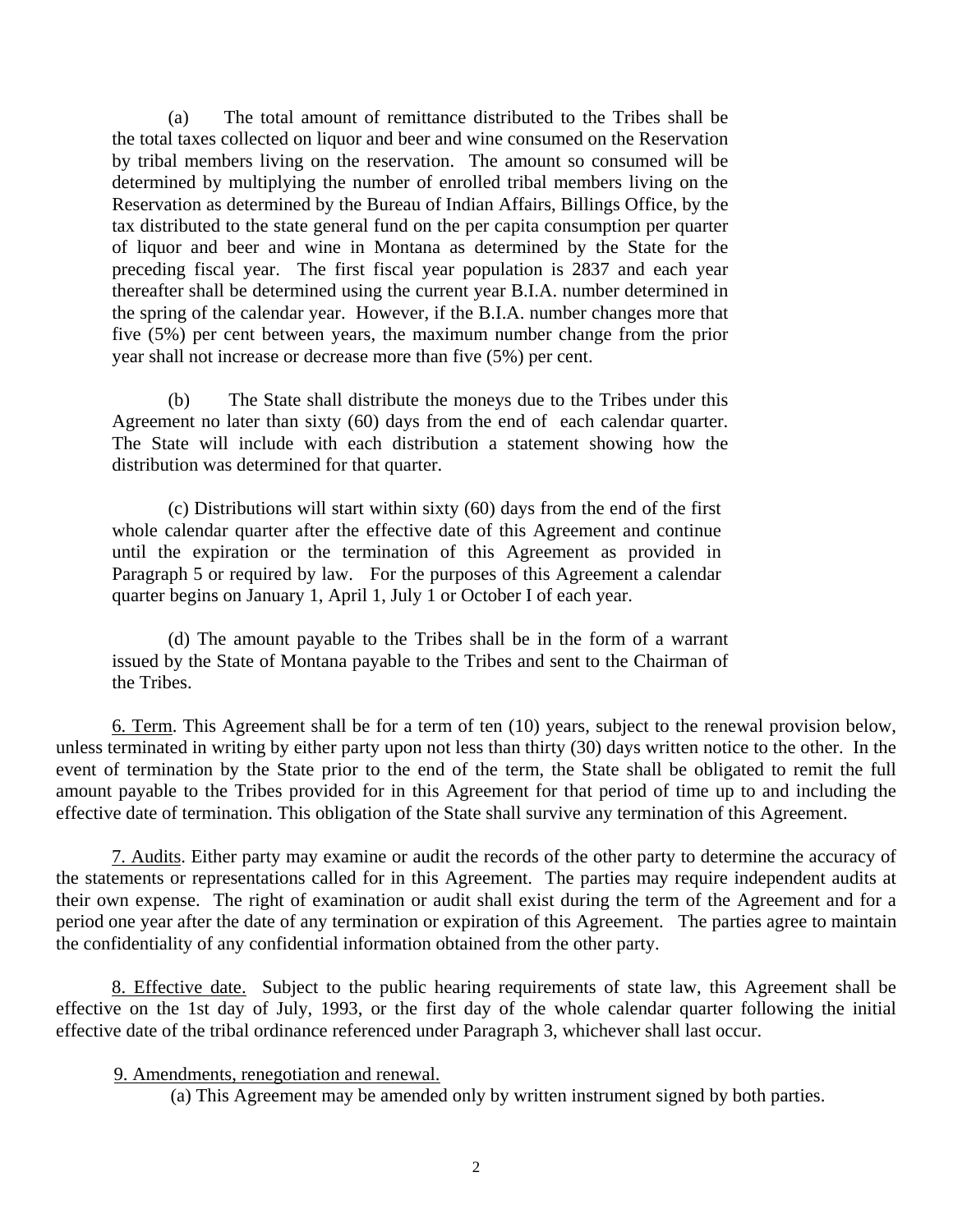(a) The total amount of remittance distributed to the Tribes shall be the total taxes collected on liquor and beer and wine consumed on the Reservation by tribal members living on the reservation. The amount so consumed will be determined by multiplying the number of enrolled tribal members living on the Reservation as determined by the Bureau of Indian Affairs, Billings Office, by the tax distributed to the state general fund on the per capita consumption per quarter of liquor and beer and wine in Montana as determined by the State for the preceding fiscal year. The first fiscal year population is 2837 and each year thereafter shall be determined using the current year B.I.A. number determined in the spring of the calendar year. However, if the B.I.A. number changes more that five (5%) per cent between years, the maximum number change from the prior year shall not increase or decrease more than five (5%) per cent.

(b) The State shall distribute the moneys due to the Tribes under this Agreement no later than sixty (60) days from the end of each calendar quarter. The State will include with each distribution a statement showing how the distribution was determined for that quarter.

(c) Distributions will start within sixty (60) days from the end of the first whole calendar quarter after the effective date of this Agreement and continue until the expiration or the termination of this Agreement as provided in Paragraph 5 or required by law. For the purposes of this Agreement a calendar quarter begins on January 1, April 1, July 1 or October I of each year.

(d) The amount payable to the Tribes shall be in the form of a warrant issued by the State of Montana payable to the Tribes and sent to the Chairman of the Tribes.

6. Term. This Agreement shall be for a term of ten (10) years, subject to the renewal provision below, unless terminated in writing by either party upon not less than thirty (30) days written notice to the other. In the event of termination by the State prior to the end of the term, the State shall be obligated to remit the full amount payable to the Tribes provided for in this Agreement for that period of time up to and including the effective date of termination. This obligation of the State shall survive any termination of this Agreement.

7. Audits. Either party may examine or audit the records of the other party to determine the accuracy of the statements or representations called for in this Agreement. The parties may require independent audits at their own expense. The right of examination or audit shall exist during the term of the Agreement and for a period one year after the date of any termination or expiration of this Agreement. The parties agree to maintain the confidentiality of any confidential information obtained from the other party.

8. Effective date. Subject to the public hearing requirements of state law, this Agreement shall be effective on the 1st day of July, 1993, or the first day of the whole calendar quarter following the initial effective date of the tribal ordinance referenced under Paragraph 3, whichever shall last occur.

9. Amendments, renegotiation and renewal.

(a) This Agreement may be amended only by written instrument signed by both parties.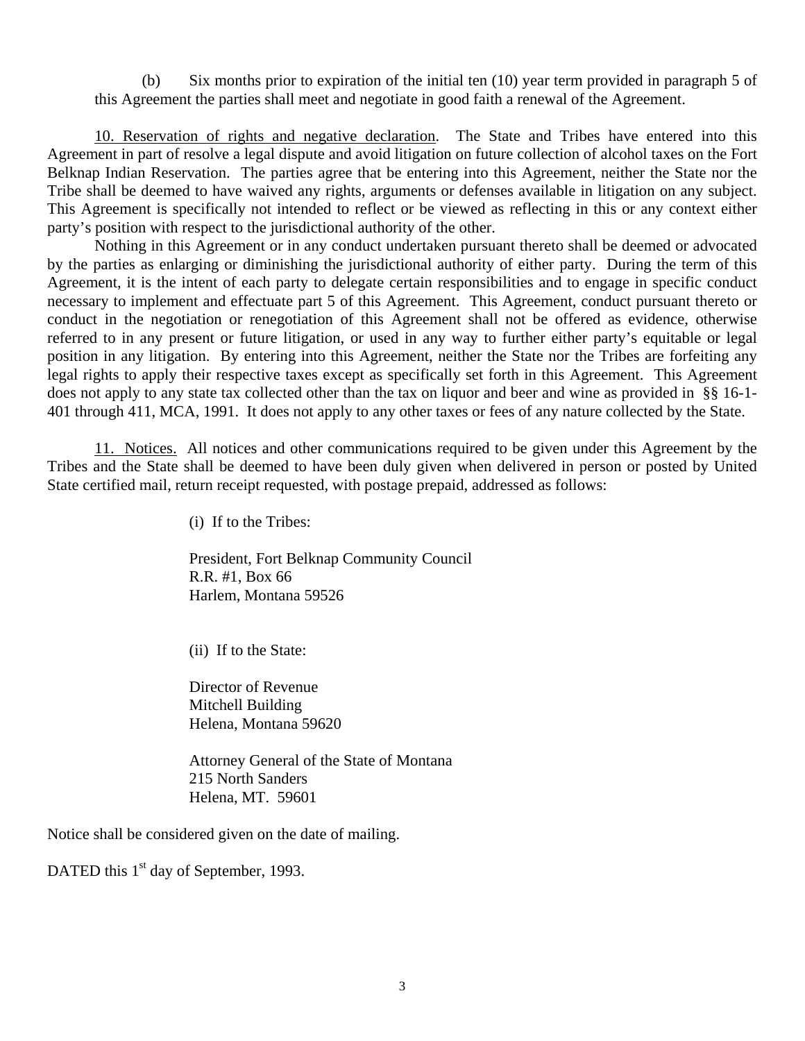(b) Six months prior to expiration of the initial ten (10) year term provided in paragraph 5 of this Agreement the parties shall meet and negotiate in good faith a renewal of the Agreement.

<u>10. Reservation of rights and negative declaration</u>. The State and Tribes have entered into this Agreement in part of resolve a legal dispute and avoid litigation on future collection of alcohol taxes on the Fort Belknap Indian Reservation. The parties agree that be entering into this Agreement, neither the State nor the Tribe shall be deemed to have waived any rights, arguments or defenses available in litigation on any subject. This Agreement is specifically not intended to reflect or be viewed as reflecting in this or any context either party's position with respect to the jurisdictional authority of the other.

Nothing in this Agreement or in any conduct undertaken pursuant thereto shall be deemed or advocated by the parties as enlarging or diminishing the jurisdictional authority of either party. During the term of this Agreement, it is the intent of each party to delegate certain responsibilities and to engage in specific conduct necessary to implement and effectuate part 5 of this Agreement. This Agreement, conduct pursuant thereto or conduct in the negotiation or renegotiation of this Agreement shall not be offered as evidence, otherwise referred to in any present or future litigation, or used in any way to further either party's equitable or legal position in any litigation. By entering into this Agreement, neither the State nor the Tribes are forfeiting any legal rights to apply their respective taxes except as specifically set forth in this Agreement. This Agreement does not apply to any state tax collected other than the tax on liquor and beer and wine as provided in §§ 16-1-401 through 411, MCA, 1991. It does not apply to any other taxes or fees of any nature collected by the State.

<u>11. Notices.</u> All notices and other communications required to be given under this Agreement by the Tribes and the State shall be deemed to have been duly given when delivered in person or posted by United State certified mail, return receipt requested, with postage prepaid, addressed as follows:

(i) If to the Tribes:

President, Fort Belknap Community Council
R.R. #1, Box 66
Harlem, Montana 59526

(ii) If to the State:

Director of Revenue
Mitchell Building
Helena, Montana 59620

Attorney General of the State of Montana
215 North Sanders
Helena, MT. 59601

Notice shall be considered given on the date of mailing.

DATED this 1st day of September, 1993.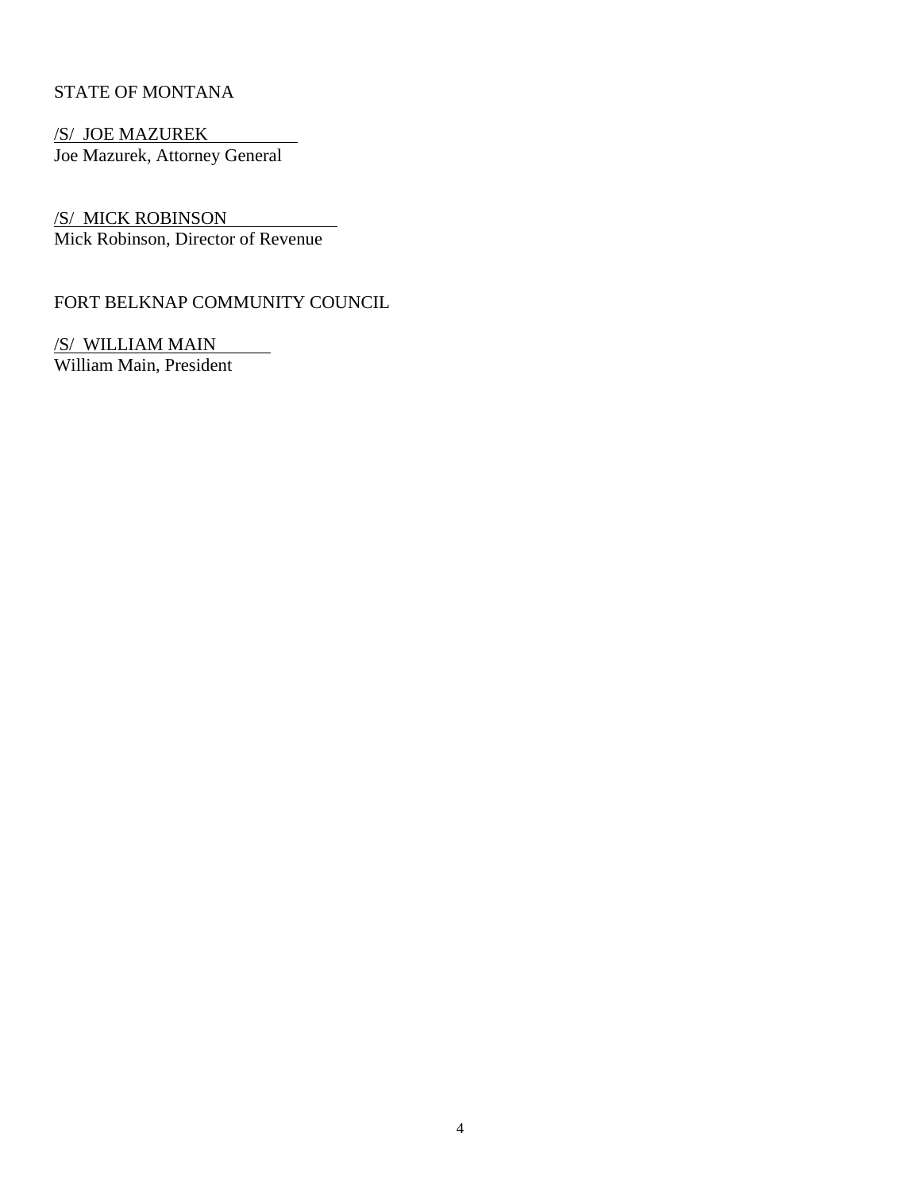STATE OF MONTANA

/S/ JOE MAZUREK
Joe Mazurek, Attorney General

/S/ MICK ROBINSON
Mick Robinson, Director of Revenue

FORT BELKNAP COMMUNITY COUNCIL

/S/ WILLIAM MAIN
William Main, President